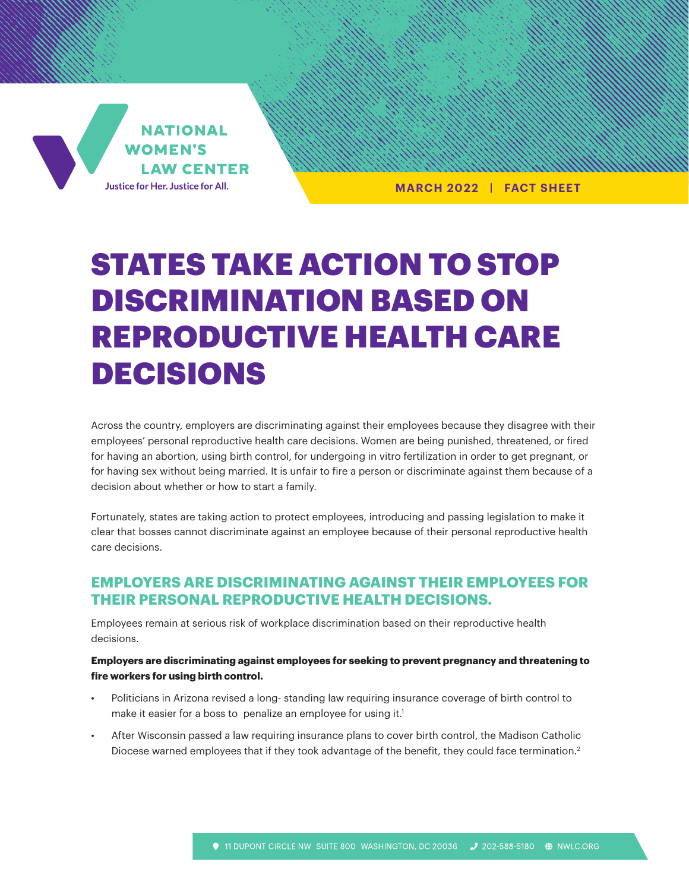NATIONAL WOMEN'S LAW CENTER

Justice for Her. Justice for All.

MARCH 2022 | FACT SHEET

# STATES TAKE ACTION TO STOP DISCRIMINATION BASED ON REPRODUCTIVE HEALTH CARE DECISIONS

Across the country, employers are discriminating against their employees because they disagree with their employees' personal reproductive health care decisions. Women are being punished, threatened, or fired for having an abortion, using birth control, for undergoing in vitro fertilization in order to get pregnant, or for having sex without being married. It is unfair to fire a person or discriminate against them because of a decision about whether or how to start a family.

Fortunately, states are taking action to protect employees, introducing and passing legislation to make it clear that bosses cannot discriminate against an employee because of their personal reproductive health care decisions.

## EMPLOYERS ARE DISCRIMINATING AGAINST THEIR EMPLOYEES FOR THEIR PERSONAL REPRODUCTIVE HEALTH DECISIONS.

Employees remain at serious risk of workplace discrimination based on their reproductive health decisions.

**Employers are discriminating against employees for seeking to prevent pregnancy and threatening to fire workers for using birth control.**

- Politicians in Arizona revised a long- standing law requiring insurance coverage of birth control to make it easier for a boss to penalize an employee for using it.[1]
- After Wisconsin passed a law requiring insurance plans to cover birth control, the Madison Catholic Diocese warned employees that if they took advantage of the benefit, they could face termination.[2]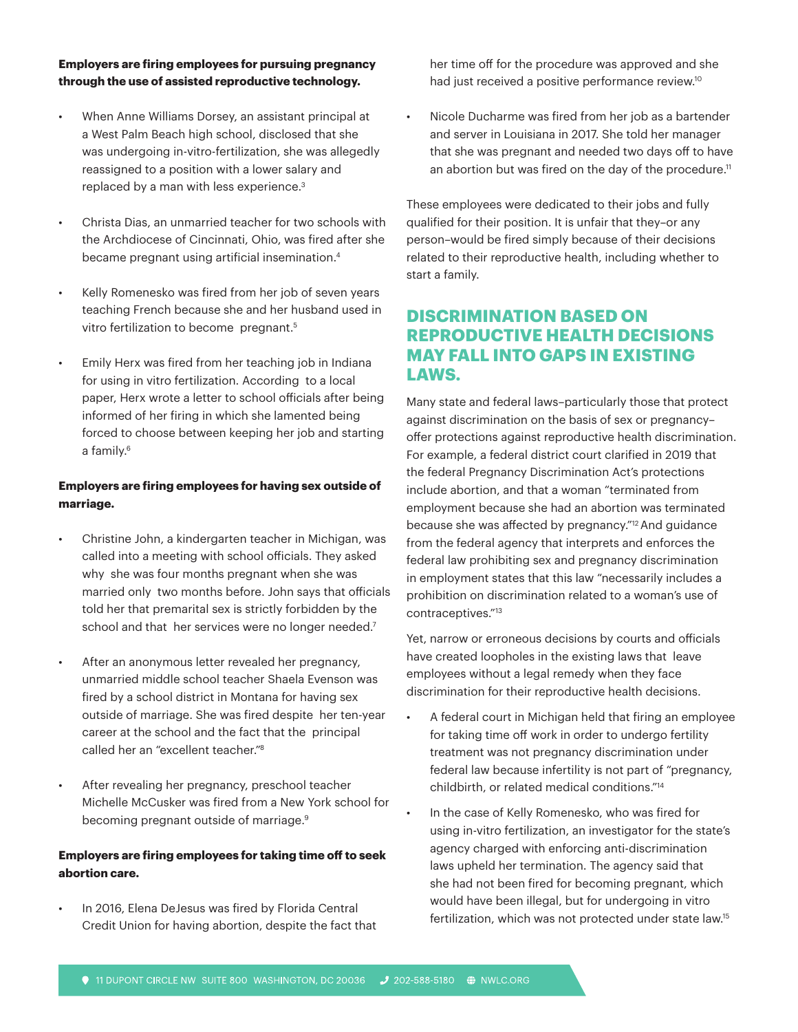**Employers are firing employees for pursuing pregnancy through the use of assisted reproductive technology.**

- When Anne Williams Dorsey, an assistant principal at a West Palm Beach high school, disclosed that she was undergoing in-vitro-fertilization, she was allegedly reassigned to a position with a lower salary and replaced by a man with less experience.[3]
- Christa Dias, an unmarried teacher for two schools with the Archdiocese of Cincinnati, Ohio, was fired after she became pregnant using artificial insemination.[4]
- Kelly Romenesko was fired from her job of seven years teaching French because she and her husband used in vitro fertilization to become pregnant.[5]
- Emily Herx was fired from her teaching job in Indiana for using in vitro fertilization. According to a local paper, Herx wrote a letter to school officials after being informed of her firing in which she lamented being forced to choose between keeping her job and starting a family.[6]

**Employers are firing employees for having sex outside of marriage.**

- Christine John, a kindergarten teacher in Michigan, was called into a meeting with school officials. They asked why she was four months pregnant when she was married only two months before. John says that officials told her that premarital sex is strictly forbidden by the school and that her services were no longer needed.[7]
- After an anonymous letter revealed her pregnancy, unmarried middle school teacher Shaela Evenson was fired by a school district in Montana for having sex outside of marriage. She was fired despite her ten-year career at the school and the fact that the principal called her an "excellent teacher."[8]
- After revealing her pregnancy, preschool teacher Michelle McCusker was fired from a New York school for becoming pregnant outside of marriage.[9]

**Employers are firing employees for taking time off to seek abortion care.**

- In 2016, Elena DeJesus was fired by Florida Central Credit Union for having abortion, despite the fact that her time off for the procedure was approved and she had just received a positive performance review.[10]
- Nicole Ducharme was fired from her job as a bartender and server in Louisiana in 2017. She told her manager that she was pregnant and needed two days off to have an abortion but was fired on the day of the procedure.[11]

These employees were dedicated to their jobs and fully qualified for their position. It is unfair that they–or any person–would be fired simply because of their decisions related to their reproductive health, including whether to start a family.

## DISCRIMINATION BASED ON REPRODUCTIVE HEALTH DECISIONS MAY FALL INTO GAPS IN EXISTING LAWS.

Many state and federal laws–particularly those that protect against discrimination on the basis of sex or pregnancy–offer protections against reproductive health discrimination. For example, a federal district court clarified in 2019 that the federal Pregnancy Discrimination Act's protections include abortion, and that a woman "terminated from employment because she had an abortion was terminated because she was affected by pregnancy."[12] And guidance from the federal agency that interprets and enforces the federal law prohibiting sex and pregnancy discrimination in employment states that this law "necessarily includes a prohibition on discrimination related to a woman's use of contraceptives."[13]

Yet, narrow or erroneous decisions by courts and officials have created loopholes in the existing laws that leave employees without a legal remedy when they face discrimination for their reproductive health decisions.

- A federal court in Michigan held that firing an employee for taking time off work in order to undergo fertility treatment was not pregnancy discrimination under federal law because infertility is not part of "pregnancy, childbirth, or related medical conditions."[14]
- In the case of Kelly Romenesko, who was fired for using in-vitro fertilization, an investigator for the state's agency charged with enforcing anti-discrimination laws upheld her termination. The agency said that she had not been fired for becoming pregnant, which would have been illegal, but for undergoing in vitro fertilization, which was not protected under state law.[15]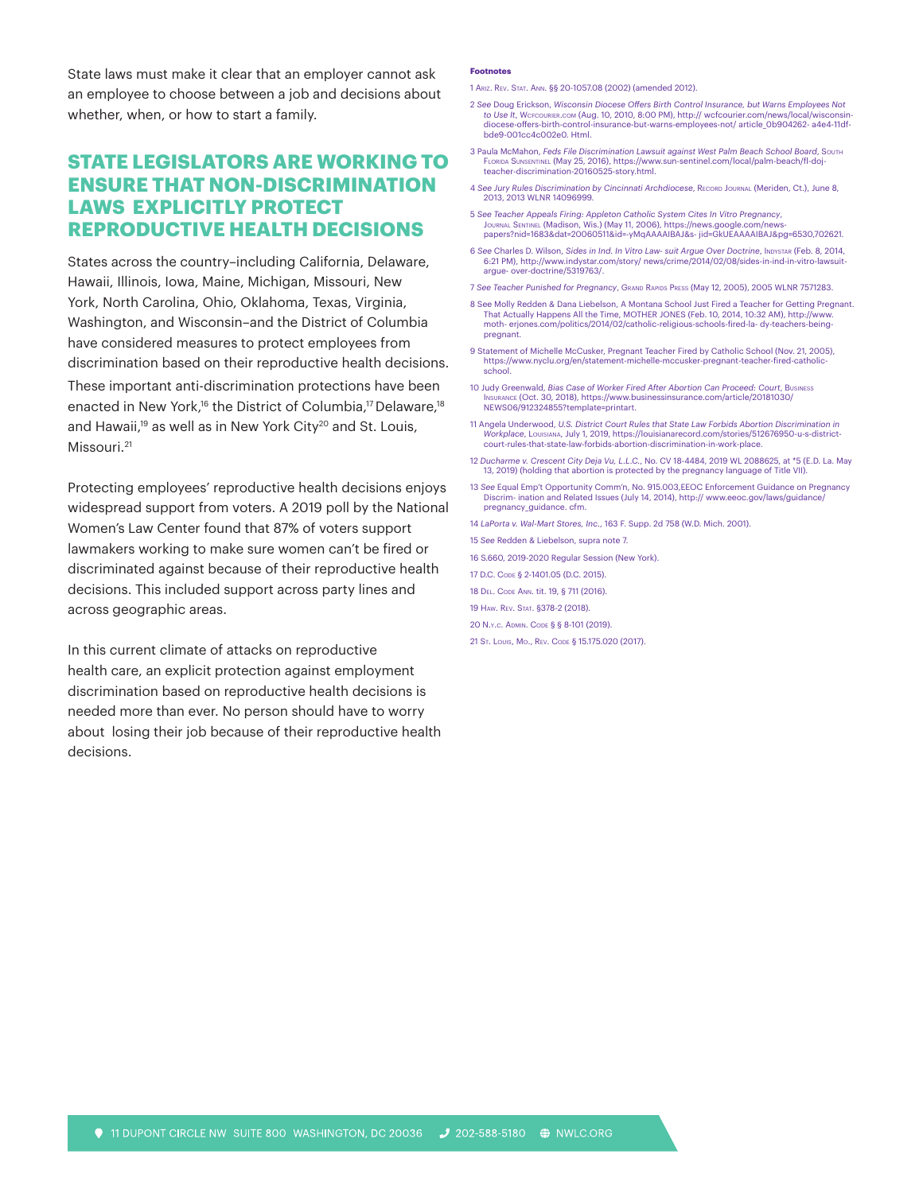State laws must make it clear that an employer cannot ask an employee to choose between a job and decisions about whether, when, or how to start a family.

## STATE LEGISLATORS ARE WORKING TO ENSURE THAT NON-DISCRIMINATION LAWS EXPLICITLY PROTECT REPRODUCTIVE HEALTH DECISIONS

States across the country–including California, Delaware, Hawaii, Illinois, Iowa, Maine, Michigan, Missouri, New York, North Carolina, Ohio, Oklahoma, Texas, Virginia, Washington, and Wisconsin–and the District of Columbia have considered measures to protect employees from discrimination based on their reproductive health decisions. These important anti-discrimination protections have been enacted in New York,[16] the District of Columbia,[17] Delaware,[18] and Hawaii,[19] as well as in New York City[20] and St. Louis, Missouri.[21]

Protecting employees' reproductive health decisions enjoys widespread support from voters. A 2019 poll by the National Women's Law Center found that 87% of voters support lawmakers working to make sure women can't be fired or discriminated against because of their reproductive health decisions. This included support across party lines and across geographic areas.

In this current climate of attacks on reproductive health care, an explicit protection against employment discrimination based on reproductive health decisions is needed more than ever. No person should have to worry about losing their job because of their reproductive health decisions.

**Footnotes**

1 Ariz. Rev. Stat. Ann. §§ 20-1057.08 (2002) (amended 2012).

2 *See* Doug Erickson, *Wisconsin Diocese Offers Birth Control Insurance, but Warns Employees Not to Use It*, Wcfcourier.com (Aug. 10, 2010, 8:00 PM), http:// wcfcourier.com/news/local/wisconsin-diocese-offers-birth-control-insurance-but-warns-employees-not/ article_0b904262- a4e4-11df-bde9-001cc4c002e0. Html.

3 Paula McMahon, *Feds File Discrimination Lawsuit against West Palm Beach School Board*, South Florida Sunsentinel (May 25, 2016), https://www.sun-sentinel.com/local/palm-beach/fl-doj-teacher-discrimination-20160525-story.html.

4 *See Jury Rules Discrimination by Cincinnati Archdiocese*, Record Journal (Meriden, Ct.), June 8, 2013, 2013 WLNR 14096999.

5 *See Teacher Appeals Firing: Appleton Catholic System Cites In Vitro Pregnancy*, Journal Sentinel (Madison, Wis.) (May 11, 2006), https://news.google.com/news-papers?nid=1683&dat=20060511&id=-yMqAAAAIBAJ&s- jid=GkUEAAAAIBAJ&pg=6530,702621.

6 *See* Charles D. Wilson, *Sides in Ind. In Vitro Law- suit Argue Over Doctrine*, Indystar (Feb. 8, 2014, 6:21 PM), http://www.indystar.com/story/ news/crime/2014/02/08/sides-in-ind-in-vitro-lawsuit-argue- over-doctrine/5319763/.

7 *See Teacher Punished for Pregnancy*, Grand Rapids Press (May 12, 2005), 2005 WLNR 7571283.

8 See Molly Redden & Dana Liebelson, A Montana School Just Fired a Teacher for Getting Pregnant. That Actually Happens All the Time, MOTHER JONES (Feb. 10, 2014, 10:32 AM), http://www.moth- erjones.com/politics/2014/02/catholic-religious-schools-fired-la- dy-teachers-being-pregnant.

9 Statement of Michelle McCusker, Pregnant Teacher Fired by Catholic School (Nov. 21, 2005), https://www.nyclu.org/en/statement-michelle-mccusker-pregnant-teacher-fired-catholic-school.

10 Judy Greenwald, *Bias Case of Worker Fired After Abortion Can Proceed: Court*, Business Insurance (Oct. 30, 2018), https://www.businessinsurance.com/article/20181030/ NEWS06/912324855?template=printart.

11 Angela Underwood, *U.S. District Court Rules that State Law Forbids Abortion Discrimination in Workplace*, Louisiana, July 1, 2019, https://louisianarecord.com/stories/512676950-u-s-district-court-rules-that-state-law-forbids-abortion-discrimination-in-work-place.

12 *Ducharme v. Crescent City Deja Vu, L.L.C.*, No. CV 18-4484, 2019 WL 2088625, at *5 (E.D. La. May 13, 2019) (holding that abortion is protected by the pregnancy language of Title VII).

13 *See* Equal Emp't Opportunity Comm'n, No. 915.003,EEOC Enforcement Guidance on Pregnancy Discrim- ination and Related Issues (July 14, 2014), http:// www.eeoc.gov/laws/guidance/ pregnancy_guidance. cfm.

14 *LaPorta v. Wal-Mart Stores, Inc.*, 163 F. Supp. 2d 758 (W.D. Mich. 2001).

15 *See* Redden & Liebelson, supra note 7.

16 S.660, 2019-2020 Regular Session (New York).

17 D.C. Code § 2-1401.05 (D.C. 2015).

18 Del. Code Ann. tit. 19, § 711 (2016).

19 Haw. Rev. Stat. §378-2 (2018).

20 N.y.c. Admin. Code § § 8-101 (2019).

21 St. Louis, Mo., Rev. Code § 15.175.020 (2017).

11 DUPONT CIRCLE NW SUITE 800 WASHINGTON, DC 20036 202-588-5180 NWLC.ORG